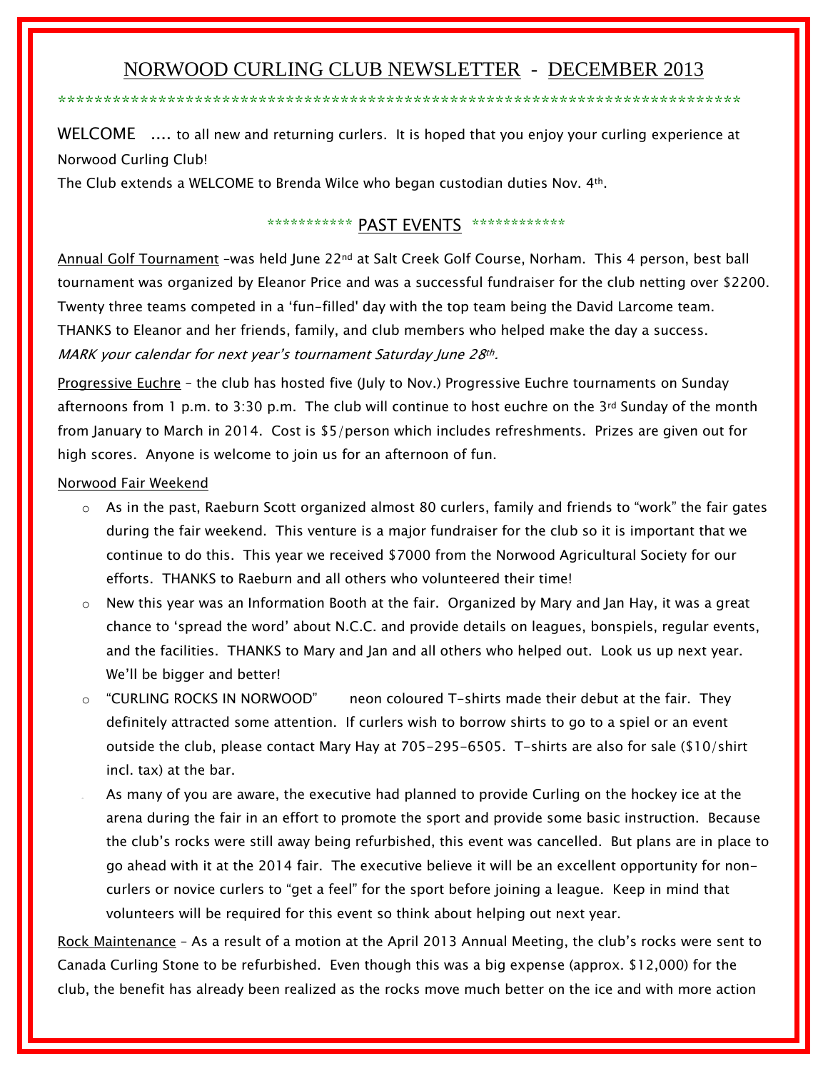# NORWOOD CURLING CLUB NEWSLETTER - DECEMBER 2013

******************************************************************************

WELCOME .... to all new and returning curlers. It is hoped that you enjoy your curling experience at Norwood Curling Club!

The Club extends a WELCOME to Brenda Wilce who began custodian duties Nov. 4th.

## *********** PAST EVENTS ************

Annual Golf Tournament –was held June 22nd at Salt Creek Golf Course, Norham. This 4 person, best ball tournament was organized by Eleanor Price and was a successful fundraiser for the club netting over $2200. Twenty three teams competed in a 'fun-filled' day with the top team being the David Larcome team. THANKS to Eleanor and her friends, family, and club members who helped make the day a success. *MARK your calendar for next year's tournament Saturday June 28th.*

Progressive Euchre – the club has hosted five (July to Nov.) Progressive Euchre tournaments on Sunday afternoons from 1 p.m. to 3:30 p.m. The club will continue to host euchre on the 3rd Sunday of the month from January to March in 2014. Cost is $5/person which includes refreshments. Prizes are given out for high scores. Anyone is welcome to join us for an afternoon of fun.

Norwood Fair Weekend

- As in the past, Raeburn Scott organized almost 80 curlers, family and friends to "work" the fair gates during the fair weekend. This venture is a major fundraiser for the club so it is important that we continue to do this. This year we received $7000 from the Norwood Agricultural Society for our efforts. THANKS to Raeburn and all others who volunteered their time!
- New this year was an Information Booth at the fair. Organized by Mary and Jan Hay, it was a great chance to 'spread the word' about N.C.C. and provide details on leagues, bonspiels, regular events, and the facilities. THANKS to Mary and Jan and all others who helped out. Look us up next year. We'll be bigger and better!
- "CURLING ROCKS IN NORWOOD" neon coloured T-shirts made their debut at the fair. They definitely attracted some attention. If curlers wish to borrow shirts to go to a spiel or an event outside the club, please contact Mary Hay at 705-295-6505. T-shirts are also for sale ($10/shirt incl. tax) at the bar.
- As many of you are aware, the executive had planned to provide Curling on the hockey ice at the arena during the fair in an effort to promote the sport and provide some basic instruction. Because the club's rocks were still away being refurbished, this event was cancelled. But plans are in place to go ahead with it at the 2014 fair. The executive believe it will be an excellent opportunity for non-curlers or novice curlers to "get a feel" for the sport before joining a league. Keep in mind that volunteers will be required for this event so think about helping out next year.

Rock Maintenance – As a result of a motion at the April 2013 Annual Meeting, the club's rocks were sent to Canada Curling Stone to be refurbished. Even though this was a big expense (approx. $12,000) for the club, the benefit has already been realized as the rocks move much better on the ice and with more action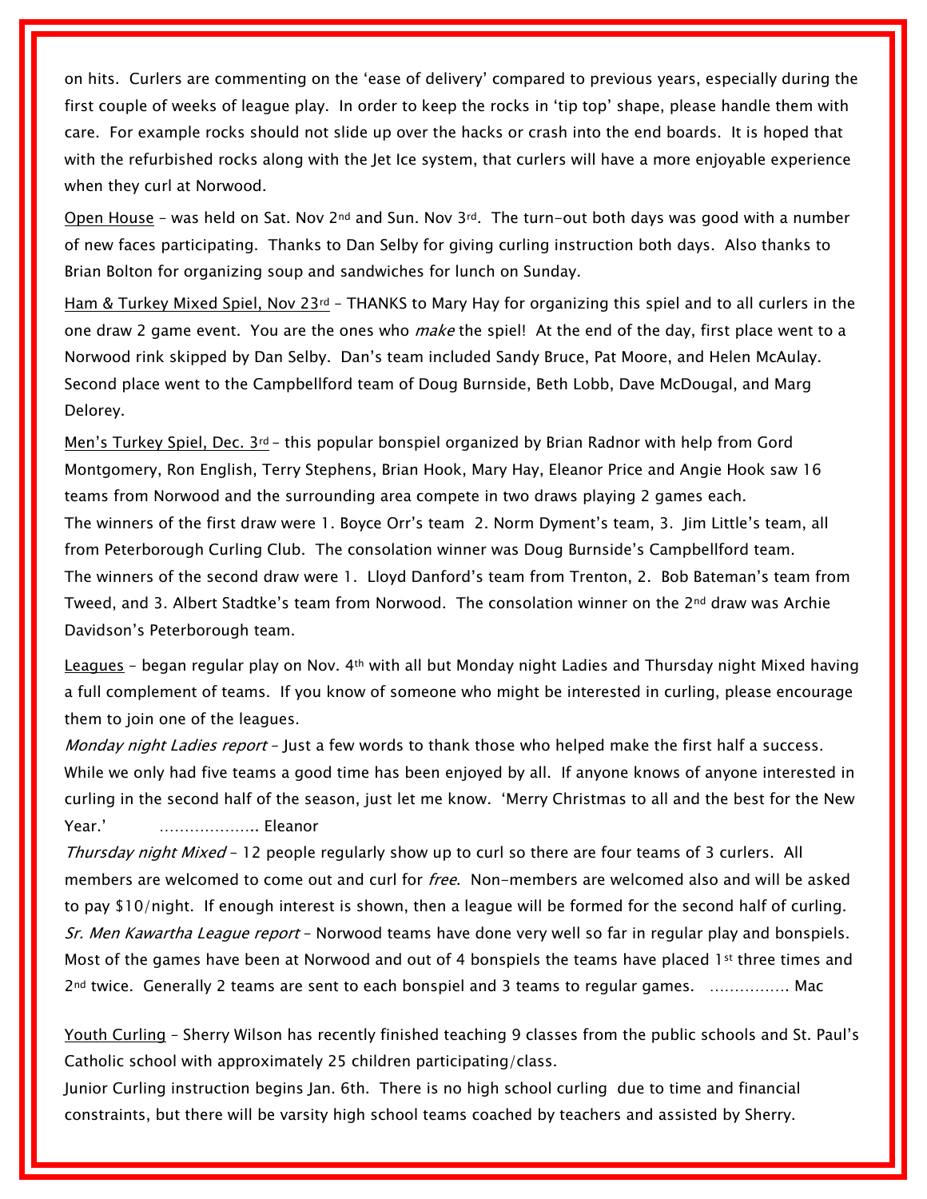on hits. Curlers are commenting on the 'ease of delivery' compared to previous years, especially during the first couple of weeks of league play. In order to keep the rocks in 'tip top' shape, please handle them with care. For example rocks should not slide up over the hacks or crash into the end boards. It is hoped that with the refurbished rocks along with the Jet Ice system, that curlers will have a more enjoyable experience when they curl at Norwood.

<u>Open House</u> – was held on Sat. Nov 2nd and Sun. Nov 3rd. The turn-out both days was good with a number of new faces participating. Thanks to Dan Selby for giving curling instruction both days. Also thanks to Brian Bolton for organizing soup and sandwiches for lunch on Sunday.

<u>Ham & Turkey Mixed Spiel, Nov 23rd</u> – THANKS to Mary Hay for organizing this spiel and to all curlers in the one draw 2 game event. You are the ones who *make* the spiel! At the end of the day, first place went to a Norwood rink skipped by Dan Selby. Dan's team included Sandy Bruce, Pat Moore, and Helen McAulay. Second place went to the Campbellford team of Doug Burnside, Beth Lobb, Dave McDougal, and Marg Delorey.

<u>Men's Turkey Spiel, Dec. 3rd</u> – this popular bonspiel organized by Brian Radnor with help from Gord Montgomery, Ron English, Terry Stephens, Brian Hook, Mary Hay, Eleanor Price and Angie Hook saw 16 teams from Norwood and the surrounding area compete in two draws playing 2 games each.
The winners of the first draw were 1. Boyce Orr's team 2. Norm Dyment's team, 3. Jim Little's team, all from Peterborough Curling Club. The consolation winner was Doug Burnside's Campbellford team.
The winners of the second draw were 1. Lloyd Danford's team from Trenton, 2. Bob Bateman's team from Tweed, and 3. Albert Stadtke's team from Norwood. The consolation winner on the 2nd draw was Archie Davidson's Peterborough team.

<u>Leagues</u> – began regular play on Nov. 4th with all but Monday night Ladies and Thursday night Mixed having a full complement of teams. If you know of someone who might be interested in curling, please encourage them to join one of the leagues.
*Monday night Ladies report* – Just a few words to thank those who helped make the first half a success. While we only had five teams a good time has been enjoyed by all. If anyone knows of anyone interested in curling in the second half of the season, just let me know. 'Merry Christmas to all and the best for the New Year.' ………………… Eleanor
*Thursday night Mixed* – 12 people regularly show up to curl so there are four teams of 3 curlers. All members are welcomed to come out and curl for *free*. Non-members are welcomed also and will be asked to pay $10/night. If enough interest is shown, then a league will be formed for the second half of curling.
*Sr. Men Kawartha League report* – Norwood teams have done very well so far in regular play and bonspiels. Most of the games have been at Norwood and out of 4 bonspiels the teams have placed 1st three times and 2nd twice. Generally 2 teams are sent to each bonspiel and 3 teams to regular games. ……………. Mac

<u>Youth Curling</u> – Sherry Wilson has recently finished teaching 9 classes from the public schools and St. Paul's Catholic school with approximately 25 children participating/class.
Junior Curling instruction begins Jan. 6th. There is no high school curling due to time and financial constraints, but there will be varsity high school teams coached by teachers and assisted by Sherry.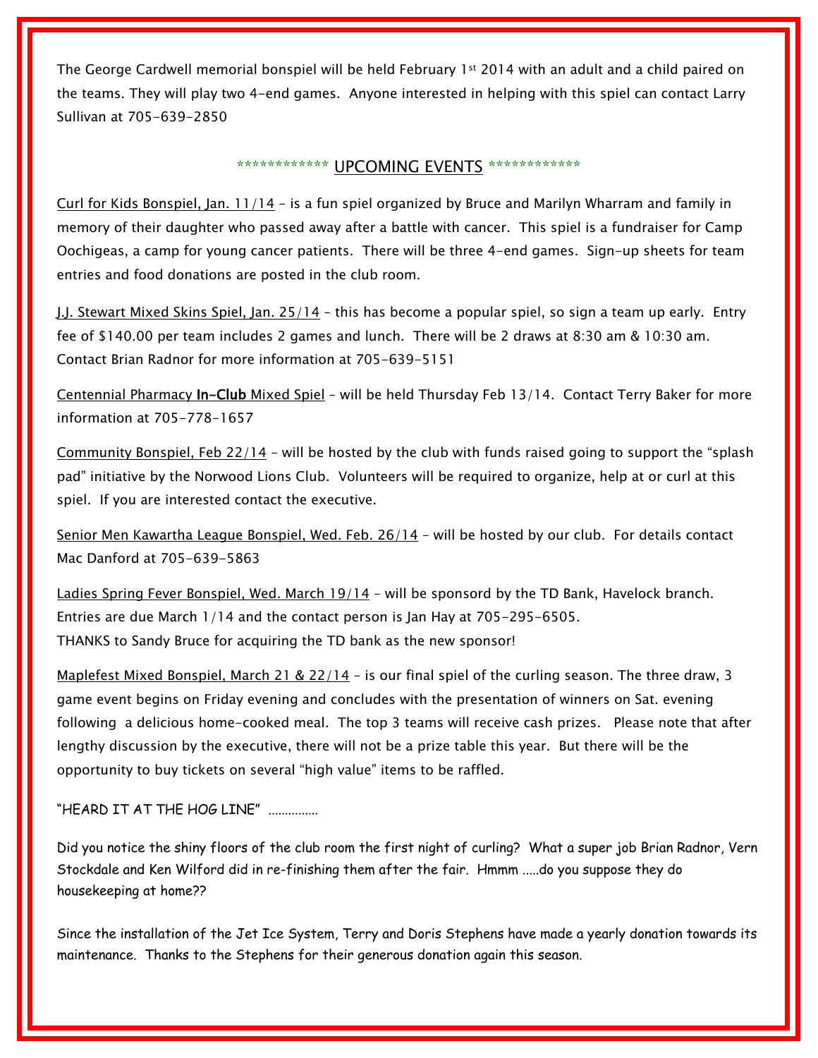The George Cardwell memorial bonspiel will be held February 1st 2014 with an adult and a child paired on the teams. They will play two 4-end games. Anyone interested in helping with this spiel can contact Larry Sullivan at 705-639-2850

## ************ UPCOMING EVENTS ************

Curl for Kids Bonspiel, Jan. 11/14 – is a fun spiel organized by Bruce and Marilyn Wharram and family in memory of their daughter who passed away after a battle with cancer. This spiel is a fundraiser for Camp Oochigeas, a camp for young cancer patients. There will be three 4-end games. Sign-up sheets for team entries and food donations are posted in the club room.

J.J. Stewart Mixed Skins Spiel, Jan. 25/14 – this has become a popular spiel, so sign a team up early. Entry fee of $140.00 per team includes 2 games and lunch. There will be 2 draws at 8:30 am & 10:30 am. Contact Brian Radnor for more information at 705-639-5151

Centennial Pharmacy **In-Club** Mixed Spiel – will be held Thursday Feb 13/14. Contact Terry Baker for more information at 705-778-1657

Community Bonspiel, Feb 22/14 – will be hosted by the club with funds raised going to support the "splash pad" initiative by the Norwood Lions Club. Volunteers will be required to organize, help at or curl at this spiel. If you are interested contact the executive.

Senior Men Kawartha League Bonspiel, Wed. Feb. 26/14 – will be hosted by our club. For details contact Mac Danford at 705-639-5863

Ladies Spring Fever Bonspiel, Wed. March 19/14 – will be sponsord by the TD Bank, Havelock branch. Entries are due March 1/14 and the contact person is Jan Hay at 705-295-6505.
THANKS to Sandy Bruce for acquiring the TD bank as the new sponsor!

Maplefest Mixed Bonspiel, March 21 & 22/14 – is our final spiel of the curling season. The three draw, 3 game event begins on Friday evening and concludes with the presentation of winners on Sat. evening following a delicious home-cooked meal. The top 3 teams will receive cash prizes. Please note that after lengthy discussion by the executive, there will not be a prize table this year. But there will be the opportunity to buy tickets on several "high value" items to be raffled.

"HEARD IT AT THE HOG LINE" ..............

Did you notice the shiny floors of the club room the first night of curling? What a super job Brian Radnor, Vern Stockdale and Ken Wilford did in re-finishing them after the fair. Hmmm .....do you suppose they do housekeeping at home??

Since the installation of the Jet Ice System, Terry and Doris Stephens have made a yearly donation towards its maintenance. Thanks to the Stephens for their generous donation again this season.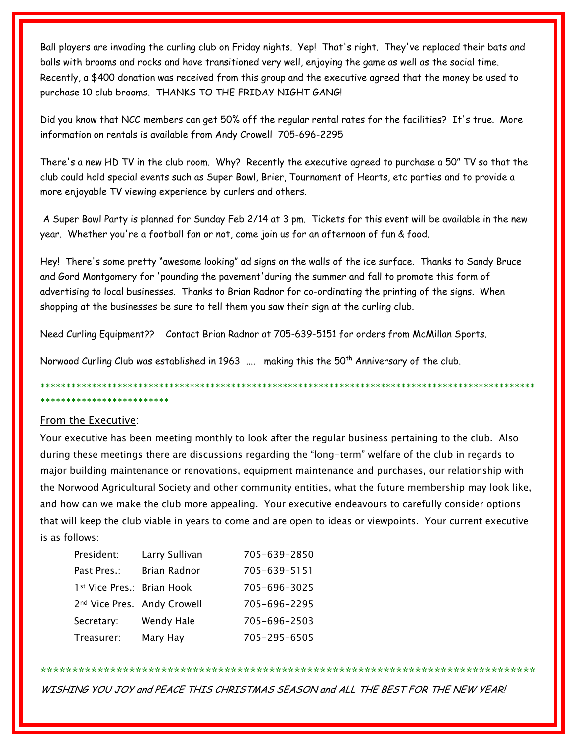Ball players are invading the curling club on Friday nights. Yep! That's right. They've replaced their bats and balls with brooms and rocks and have transitioned very well, enjoying the game as well as the social time. Recently, a $400 donation was received from this group and the executive agreed that the money be used to purchase 10 club brooms. THANKS TO THE FRIDAY NIGHT GANG!

Did you know that NCC members can get 50% off the regular rental rates for the facilities? It's true. More information on rentals is available from Andy Crowell 705-696-2295

There's a new HD TV in the club room. Why? Recently the executive agreed to purchase a 50" TV so that the club could hold special events such as Super Bowl, Brier, Tournament of Hearts, etc parties and to provide a more enjoyable TV viewing experience by curlers and others.

A Super Bowl Party is planned for Sunday Feb 2/14 at 3 pm. Tickets for this event will be available in the new year. Whether you're a football fan or not, come join us for an afternoon of fun & food.

Hey! There's some pretty "awesome looking" ad signs on the walls of the ice surface. Thanks to Sandy Bruce and Gord Montgomery for 'pounding the pavement'during the summer and fall to promote this form of advertising to local businesses. Thanks to Brian Radnor for co-ordinating the printing of the signs. When shopping at the businesses be sure to tell them you saw their sign at the curling club.

Need Curling Equipment?? Contact Brian Radnor at 705-639-5151 for orders from McMillan Sports.

Norwood Curling Club was established in 1963 .... making this the 50th Anniversary of the club.

*************************************************************************************************************************

From the Executive:

Your executive has been meeting monthly to look after the regular business pertaining to the club. Also during these meetings there are discussions regarding the "long-term" welfare of the club in regards to major building maintenance or renovations, equipment maintenance and purchases, our relationship with the Norwood Agricultural Society and other community entities, what the future membership may look like, and how can we make the club more appealing. Your executive endeavours to carefully consider options that will keep the club viable in years to come and are open to ideas or viewpoints. Your current executive is as follows:

| | | |
|---|---|---|
| President: | Larry Sullivan | 705-639-2850 |
| Past Pres.: | Brian Radnor | 705-639-5151 |
| 1st Vice Pres.: | Brian Hook | 705-696-3025 |
| 2nd Vice Pres. | Andy Crowell | 705-696-2295 |
| Secretary: | Wendy Hale | 705-696-2503 |
| Treasurer: | Mary Hay | 705-295-6505 |

*********************************************************************************

*WISHING YOU JOY and PEACE THIS CHRISTMAS SEASON and ALL THE BEST FOR THE NEW YEAR!*